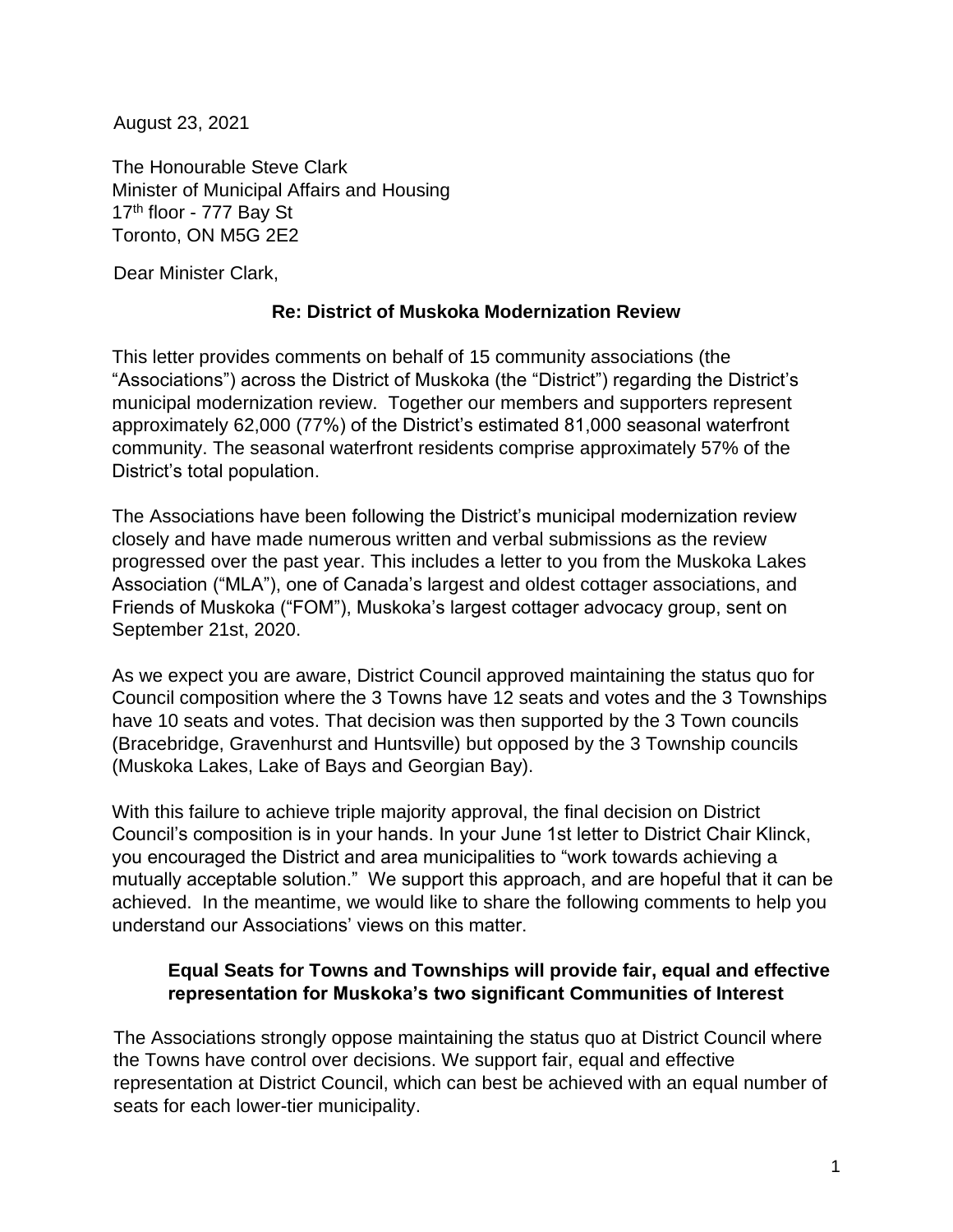August 23, 2021

The Honourable Steve Clark
Minister of Municipal Affairs and Housing
17th floor - 777 Bay St
Toronto, ON M5G 2E2

Dear Minister Clark,

**Re: District of Muskoka Modernization Review**

This letter provides comments on behalf of 15 community associations (the "Associations") across the District of Muskoka (the "District") regarding the District's municipal modernization review. Together our members and supporters represent approximately 62,000 (77%) of the District's estimated 81,000 seasonal waterfront community. The seasonal waterfront residents comprise approximately 57% of the District's total population.

The Associations have been following the District's municipal modernization review closely and have made numerous written and verbal submissions as the review progressed over the past year. This includes a letter to you from the Muskoka Lakes Association ("MLA"), one of Canada's largest and oldest cottager associations, and Friends of Muskoka ("FOM"), Muskoka's largest cottager advocacy group, sent on September 21st, 2020.

As we expect you are aware, District Council approved maintaining the status quo for Council composition where the 3 Towns have 12 seats and votes and the 3 Townships have 10 seats and votes. That decision was then supported by the 3 Town councils (Bracebridge, Gravenhurst and Huntsville) but opposed by the 3 Township councils (Muskoka Lakes, Lake of Bays and Georgian Bay).

With this failure to achieve triple majority approval, the final decision on District Council's composition is in your hands. In your June 1st letter to District Chair Klinck, you encouraged the District and area municipalities to "work towards achieving a mutually acceptable solution." We support this approach, and are hopeful that it can be achieved. In the meantime, we would like to share the following comments to help you understand our Associations' views on this matter.

**Equal Seats for Towns and Townships will provide fair, equal and effective representation for Muskoka's two significant Communities of Interest**

The Associations strongly oppose maintaining the status quo at District Council where the Towns have control over decisions. We support fair, equal and effective representation at District Council, which can best be achieved with an equal number of seats for each lower-tier municipality.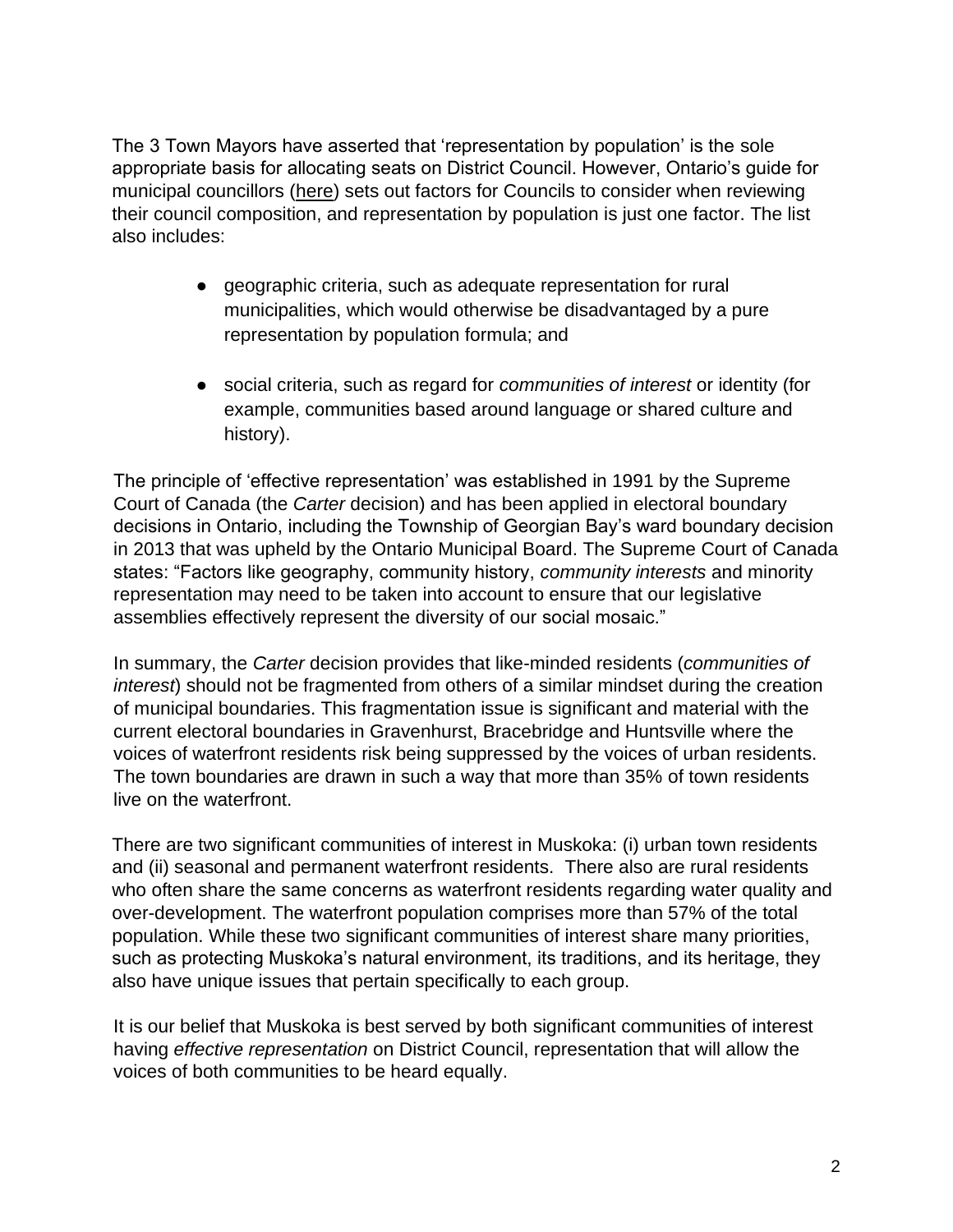The 3 Town Mayors have asserted that 'representation by population' is the sole appropriate basis for allocating seats on District Council. However, Ontario's guide for municipal councillors (here) sets out factors for Councils to consider when reviewing their council composition, and representation by population is just one factor. The list also includes:

- geographic criteria, such as adequate representation for rural municipalities, which would otherwise be disadvantaged by a pure representation by population formula; and
- social criteria, such as regard for *communities of interest* or identity (for example, communities based around language or shared culture and history).

The principle of 'effective representation' was established in 1991 by the Supreme Court of Canada (the *Carter* decision) and has been applied in electoral boundary decisions in Ontario, including the Township of Georgian Bay's ward boundary decision in 2013 that was upheld by the Ontario Municipal Board. The Supreme Court of Canada states: "Factors like geography, community history, *community interests* and minority representation may need to be taken into account to ensure that our legislative assemblies effectively represent the diversity of our social mosaic."

In summary, the *Carter* decision provides that like-minded residents (*communities of interest*) should not be fragmented from others of a similar mindset during the creation of municipal boundaries. This fragmentation issue is significant and material with the current electoral boundaries in Gravenhurst, Bracebridge and Huntsville where the voices of waterfront residents risk being suppressed by the voices of urban residents. The town boundaries are drawn in such a way that more than 35% of town residents live on the waterfront.

There are two significant communities of interest in Muskoka: (i) urban town residents and (ii) seasonal and permanent waterfront residents. There also are rural residents who often share the same concerns as waterfront residents regarding water quality and over-development. The waterfront population comprises more than 57% of the total population. While these two significant communities of interest share many priorities, such as protecting Muskoka's natural environment, its traditions, and its heritage, they also have unique issues that pertain specifically to each group.

It is our belief that Muskoka is best served by both significant communities of interest having *effective representation* on District Council, representation that will allow the voices of both communities to be heard equally.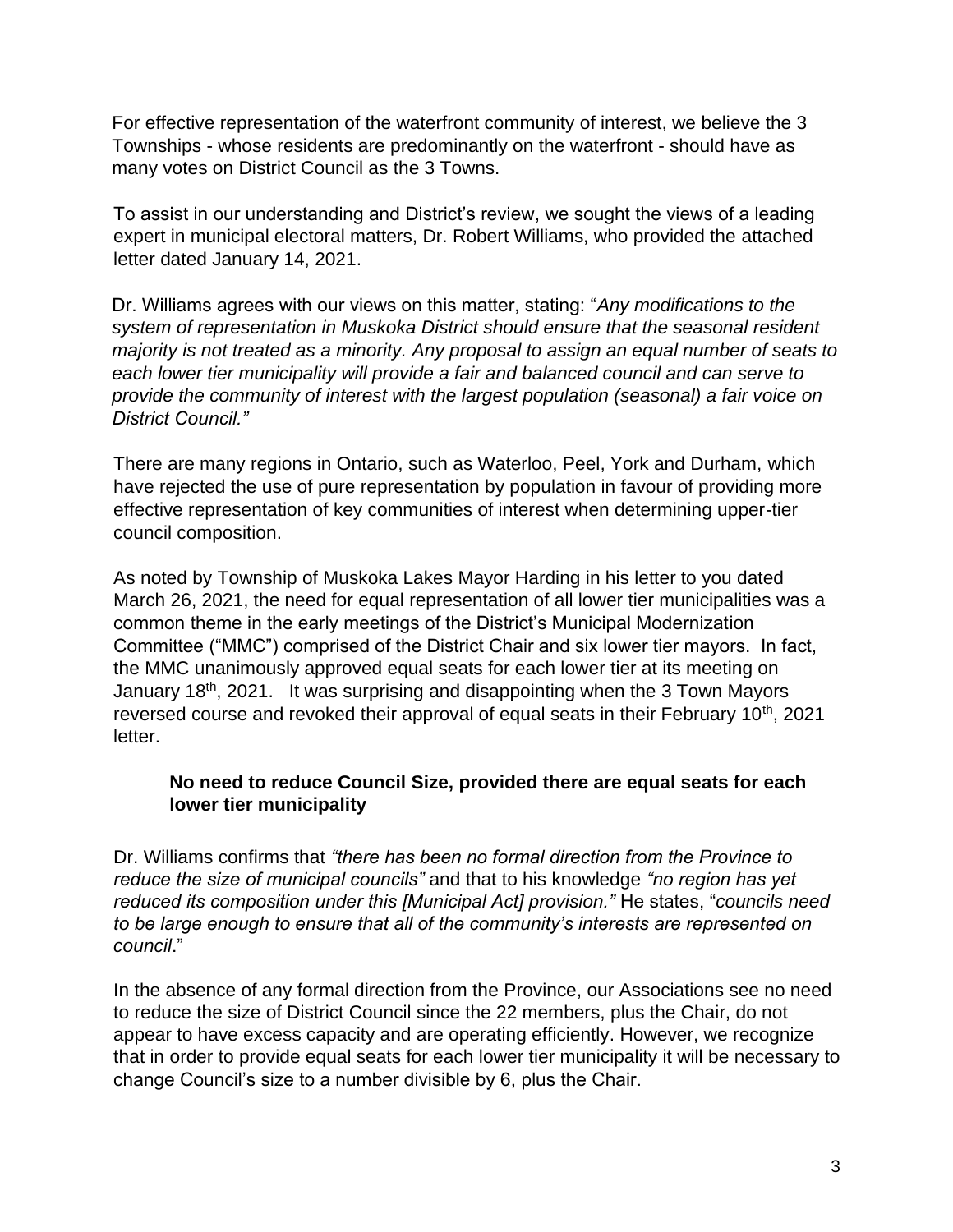For effective representation of the waterfront community of interest, we believe the 3 Townships - whose residents are predominantly on the waterfront - should have as many votes on District Council as the 3 Towns.

To assist in our understanding and District's review, we sought the views of a leading expert in municipal electoral matters, Dr. Robert Williams, who provided the attached letter dated January 14, 2021.

Dr. Williams agrees with our views on this matter, stating: "*Any modifications to the system of representation in Muskoka District should ensure that the seasonal resident majority is not treated as a minority. Any proposal to assign an equal number of seats to each lower tier municipality will provide a fair and balanced council and can serve to provide the community of interest with the largest population (seasonal) a fair voice on District Council."*

There are many regions in Ontario, such as Waterloo, Peel, York and Durham, which have rejected the use of pure representation by population in favour of providing more effective representation of key communities of interest when determining upper-tier council composition.

As noted by Township of Muskoka Lakes Mayor Harding in his letter to you dated March 26, 2021, the need for equal representation of all lower tier municipalities was a common theme in the early meetings of the District's Municipal Modernization Committee ("MMC") comprised of the District Chair and six lower tier mayors. In fact, the MMC unanimously approved equal seats for each lower tier at its meeting on January 18th, 2021. It was surprising and disappointing when the 3 Town Mayors reversed course and revoked their approval of equal seats in their February 10th, 2021 letter.

**No need to reduce Council Size, provided there are equal seats for each lower tier municipality**

Dr. Williams confirms that *"there has been no formal direction from the Province to reduce the size of municipal councils"* and that to his knowledge *"no region has yet reduced its composition under this [Municipal Act] provision."* He states, "*councils need to be large enough to ensure that all of the community's interests are represented on council*."

In the absence of any formal direction from the Province, our Associations see no need to reduce the size of District Council since the 22 members, plus the Chair, do not appear to have excess capacity and are operating efficiently. However, we recognize that in order to provide equal seats for each lower tier municipality it will be necessary to change Council's size to a number divisible by 6, plus the Chair.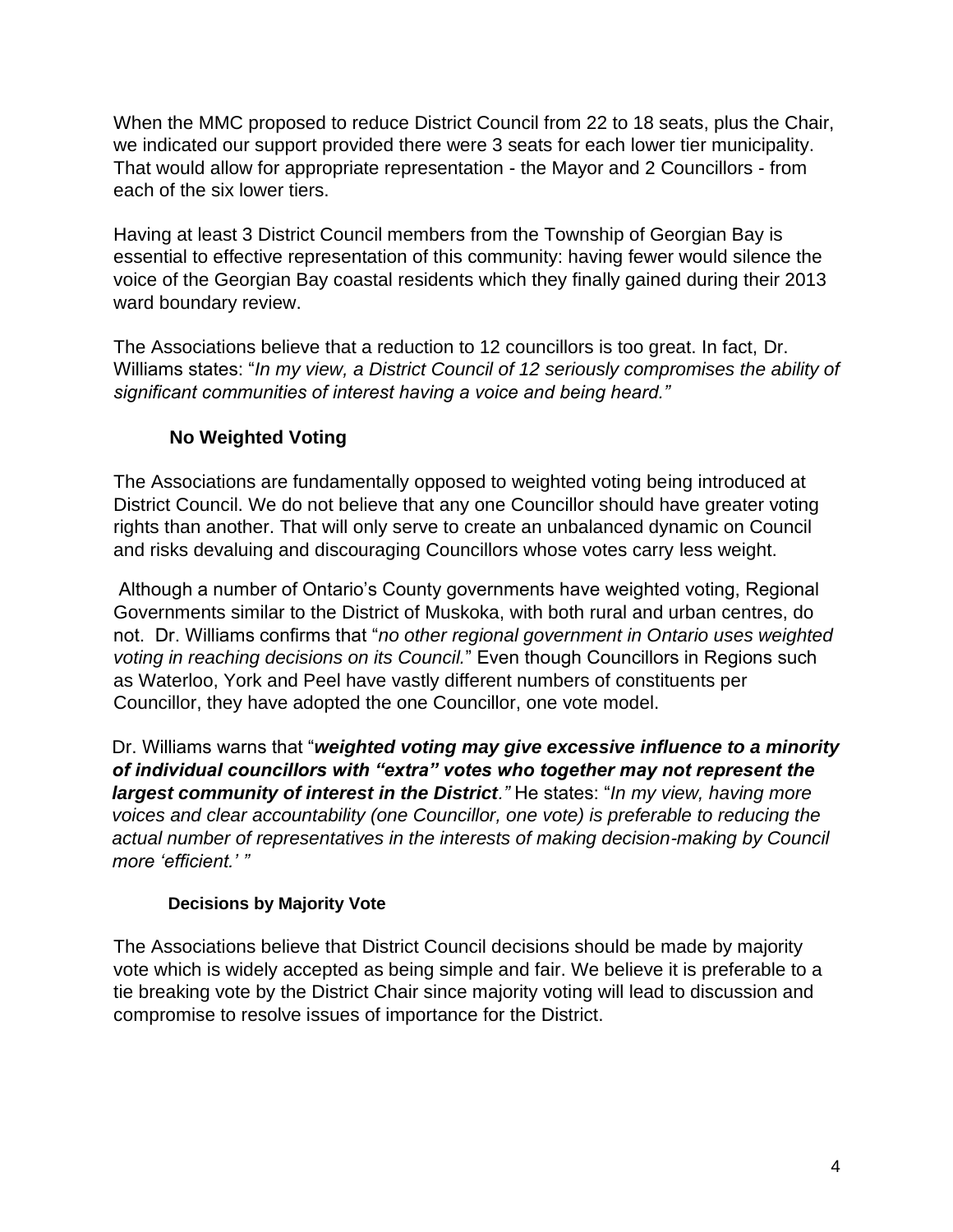When the MMC proposed to reduce District Council from 22 to 18 seats, plus the Chair, we indicated our support provided there were 3 seats for each lower tier municipality. That would allow for appropriate representation - the Mayor and 2 Councillors - from each of the six lower tiers.

Having at least 3 District Council members from the Township of Georgian Bay is essential to effective representation of this community: having fewer would silence the voice of the Georgian Bay coastal residents which they finally gained during their 2013 ward boundary review.

The Associations believe that a reduction to 12 councillors is too great. In fact, Dr. Williams states: "*In my view, a District Council of 12 seriously compromises the ability of significant communities of interest having a voice and being heard."*

### No Weighted Voting

The Associations are fundamentally opposed to weighted voting being introduced at District Council. We do not believe that any one Councillor should have greater voting rights than another. That will only serve to create an unbalanced dynamic on Council and risks devaluing and discouraging Councillors whose votes carry less weight.

Although a number of Ontario's County governments have weighted voting, Regional Governments similar to the District of Muskoka, with both rural and urban centres, do not. Dr. Williams confirms that "*no other regional government in Ontario uses weighted voting in reaching decisions on its Council.*" Even though Councillors in Regions such as Waterloo, York and Peel have vastly different numbers of constituents per Councillor, they have adopted the one Councillor, one vote model.

Dr. Williams warns that "***weighted voting may give excessive influence to a minority of individual councillors with "extra" votes who together may not represent the largest community of interest in the District****."* He states: "*In my view, having more voices and clear accountability (one Councillor, one vote) is preferable to reducing the actual number of representatives in the interests of making decision-making by Council more 'efficient.' "*

#### Decisions by Majority Vote

The Associations believe that District Council decisions should be made by majority vote which is widely accepted as being simple and fair. We believe it is preferable to a tie breaking vote by the District Chair since majority voting will lead to discussion and compromise to resolve issues of importance for the District.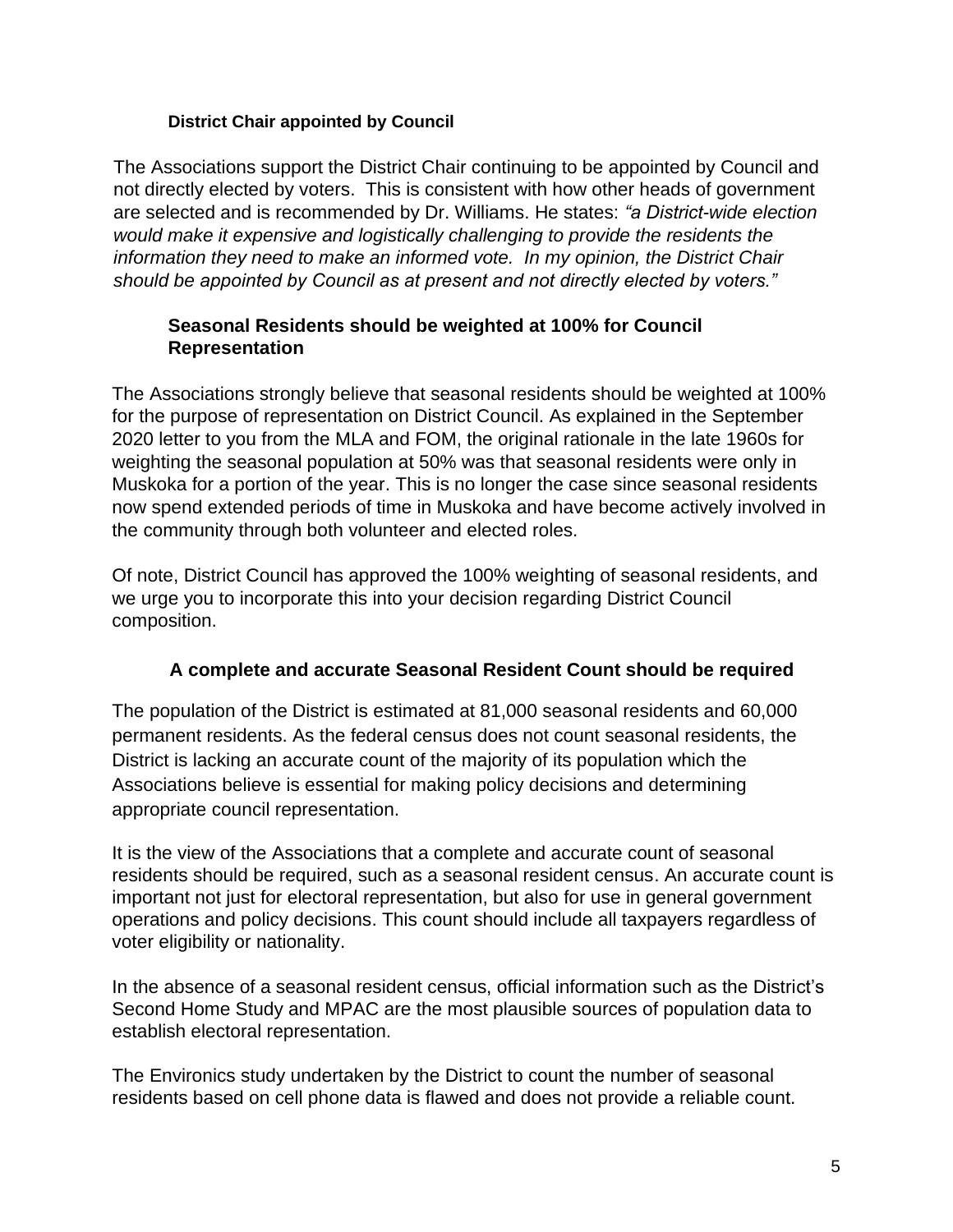### District Chair appointed by Council

The Associations support the District Chair continuing to be appointed by Council and not directly elected by voters. This is consistent with how other heads of government are selected and is recommended by Dr. Williams. He states: *"a District-wide election would make it expensive and logistically challenging to provide the residents the information they need to make an informed vote. In my opinion, the District Chair should be appointed by Council as at present and not directly elected by voters."*

### Seasonal Residents should be weighted at 100% for Council Representation

The Associations strongly believe that seasonal residents should be weighted at 100% for the purpose of representation on District Council. As explained in the September 2020 letter to you from the MLA and FOM, the original rationale in the late 1960s for weighting the seasonal population at 50% was that seasonal residents were only in Muskoka for a portion of the year. This is no longer the case since seasonal residents now spend extended periods of time in Muskoka and have become actively involved in the community through both volunteer and elected roles.

Of note, District Council has approved the 100% weighting of seasonal residents, and we urge you to incorporate this into your decision regarding District Council composition.

### A complete and accurate Seasonal Resident Count should be required

The population of the District is estimated at 81,000 seasonal residents and 60,000 permanent residents. As the federal census does not count seasonal residents, the District is lacking an accurate count of the majority of its population which the Associations believe is essential for making policy decisions and determining appropriate council representation.

It is the view of the Associations that a complete and accurate count of seasonal residents should be required, such as a seasonal resident census. An accurate count is important not just for electoral representation, but also for use in general government operations and policy decisions. This count should include all taxpayers regardless of voter eligibility or nationality.

In the absence of a seasonal resident census, official information such as the District's Second Home Study and MPAC are the most plausible sources of population data to establish electoral representation.

The Environics study undertaken by the District to count the number of seasonal residents based on cell phone data is flawed and does not provide a reliable count.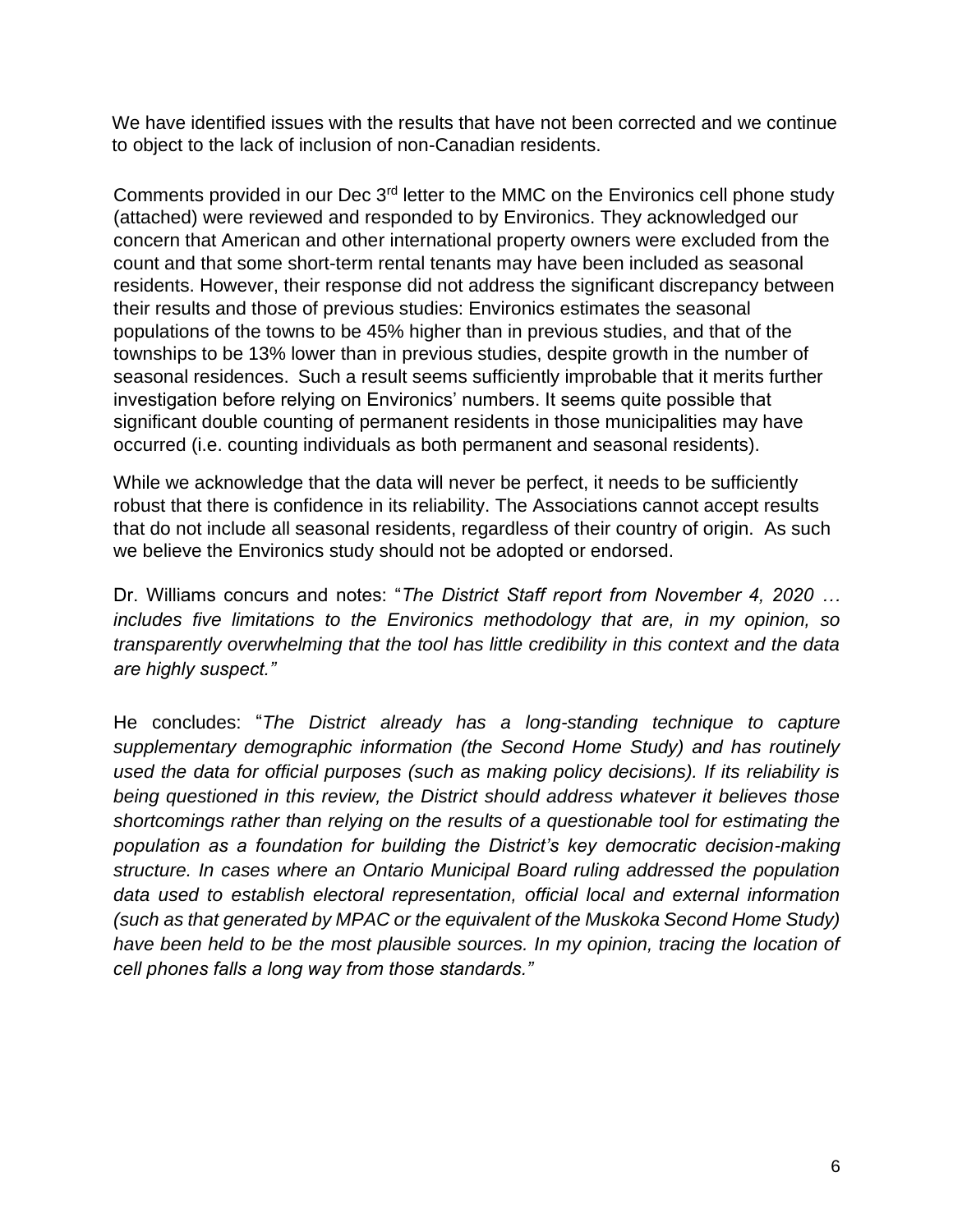We have identified issues with the results that have not been corrected and we continue to object to the lack of inclusion of non-Canadian residents.

Comments provided in our Dec 3rd letter to the MMC on the Environics cell phone study (attached) were reviewed and responded to by Environics. They acknowledged our concern that American and other international property owners were excluded from the count and that some short-term rental tenants may have been included as seasonal residents. However, their response did not address the significant discrepancy between their results and those of previous studies: Environics estimates the seasonal populations of the towns to be 45% higher than in previous studies, and that of the townships to be 13% lower than in previous studies, despite growth in the number of seasonal residences. Such a result seems sufficiently improbable that it merits further investigation before relying on Environics' numbers. It seems quite possible that significant double counting of permanent residents in those municipalities may have occurred (i.e. counting individuals as both permanent and seasonal residents).

While we acknowledge that the data will never be perfect, it needs to be sufficiently robust that there is confidence in its reliability. The Associations cannot accept results that do not include all seasonal residents, regardless of their country of origin. As such we believe the Environics study should not be adopted or endorsed.

Dr. Williams concurs and notes: "*The District Staff report from November 4, 2020 … includes five limitations to the Environics methodology that are, in my opinion, so transparently overwhelming that the tool has little credibility in this context and the data are highly suspect.*"

He concludes: "*The District already has a long-standing technique to capture supplementary demographic information (the Second Home Study) and has routinely used the data for official purposes (such as making policy decisions). If its reliability is being questioned in this review, the District should address whatever it believes those shortcomings rather than relying on the results of a questionable tool for estimating the population as a foundation for building the District's key democratic decision-making structure. In cases where an Ontario Municipal Board ruling addressed the population data used to establish electoral representation, official local and external information (such as that generated by MPAC or the equivalent of the Muskoka Second Home Study) have been held to be the most plausible sources. In my opinion, tracing the location of cell phones falls a long way from those standards.*"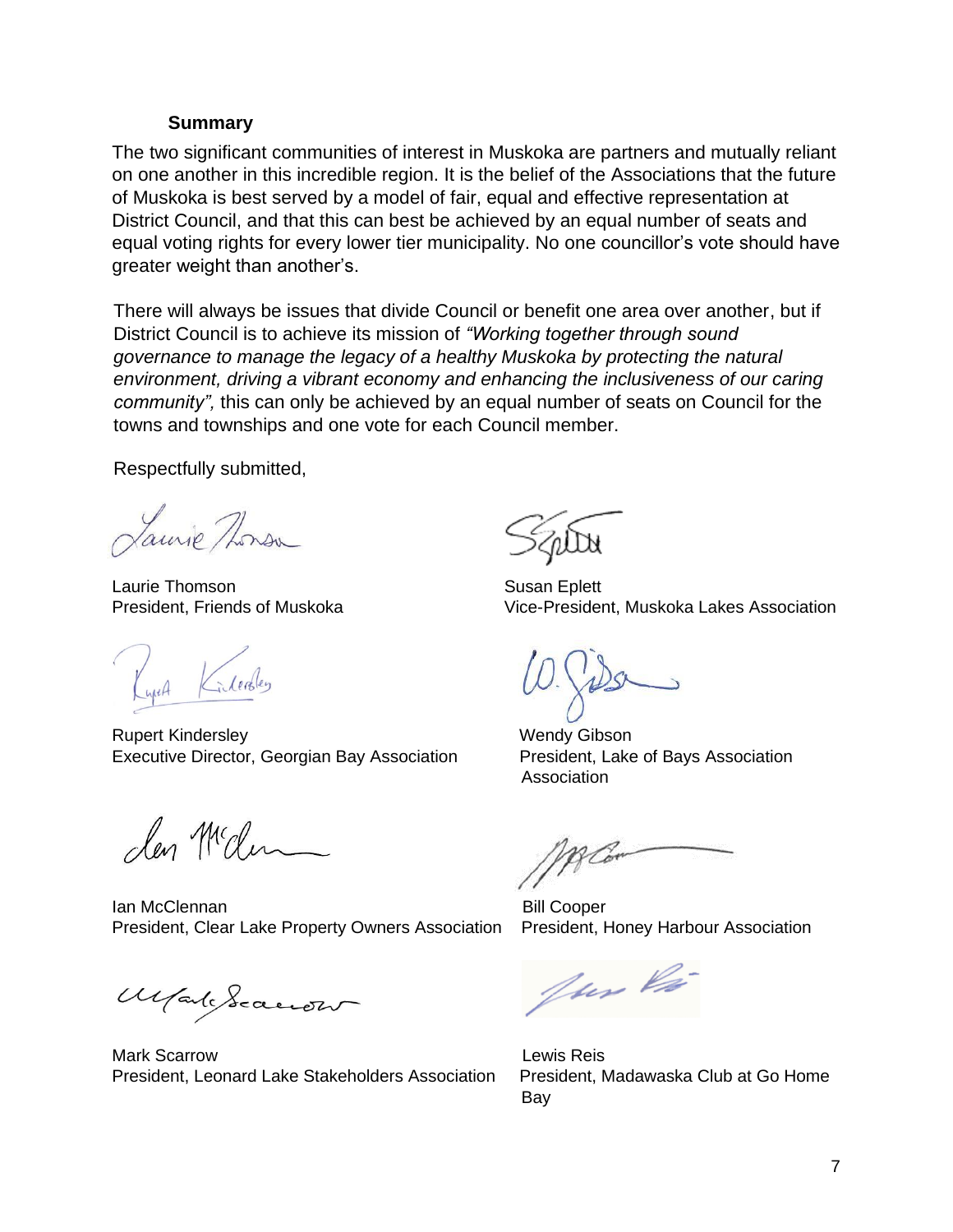## Summary

The two significant communities of interest in Muskoka are partners and mutually reliant on one another in this incredible region. It is the belief of the Associations that the future of Muskoka is best served by a model of fair, equal and effective representation at District Council, and that this can best be achieved by an equal number of seats and equal voting rights for every lower tier municipality. No one councillor's vote should have greater weight than another's.

There will always be issues that divide Council or benefit one area over another, but if District Council is to achieve its mission of *"Working together through sound governance to manage the legacy of a healthy Muskoka by protecting the natural environment, driving a vibrant economy and enhancing the inclusiveness of our caring community",* this can only be achieved by an equal number of seats on Council for the towns and townships and one vote for each Council member.

Respectfully submitted,

Laurie Thomson
President, Friends of Muskoka

Susan Eplett
Vice-President, Muskoka Lakes Association

Rupert Kindersley
Executive Director, Georgian Bay Association

Wendy Gibson
President, Lake of Bays Association
Association

Ian McClennan
President, Clear Lake Property Owners Association

Bill Cooper
President, Honey Harbour Association

Mark Scarrow
President, Leonard Lake Stakeholders Association

Lewis Reis
President, Madawaska Club at Go Home Bay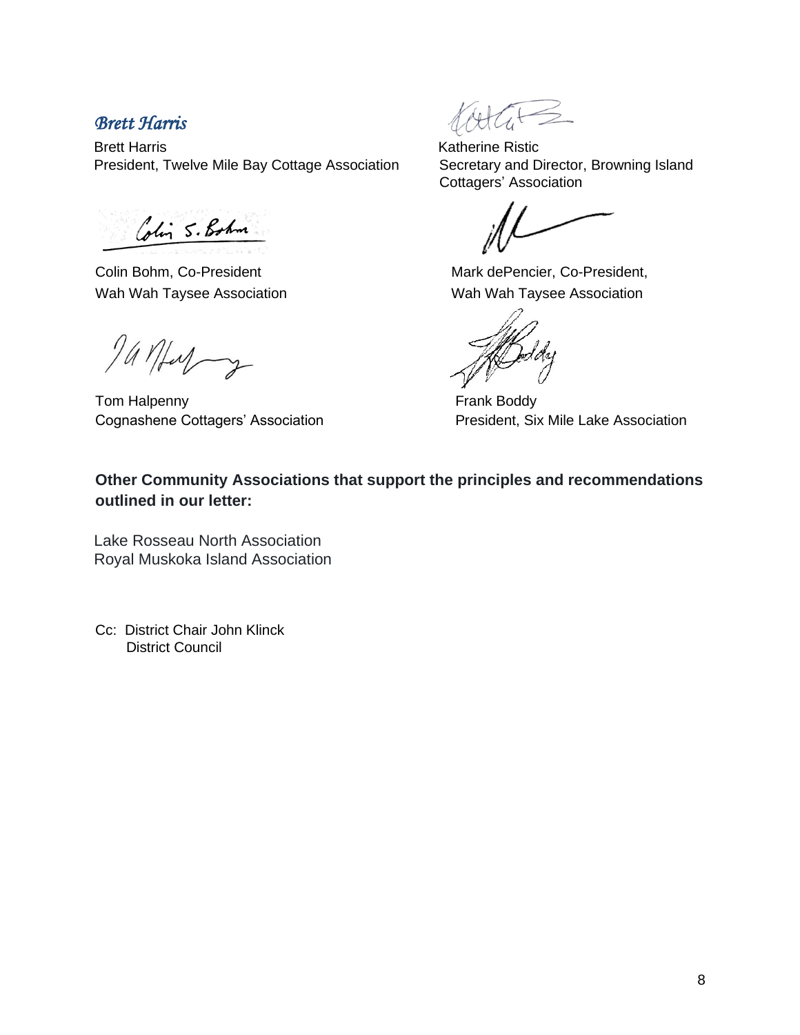*Brett Harris*

Brett Harris
President, Twelve Mile Bay Cottage Association

Katherine Ristic
Secretary and Director, Browning Island Cottagers' Association

Colin Bohm, Co-President
Wah Wah Taysee Association

Mark dePencier, Co-President,
Wah Wah Taysee Association

Tom Halpenny
Cognashene Cottagers' Association

Frank Boddy
President, Six Mile Lake Association

**Other Community Associations that support the principles and recommendations outlined in our letter:**

Lake Rosseau North Association
Royal Muskoka Island Association

Cc: District Chair John Klinck
District Council